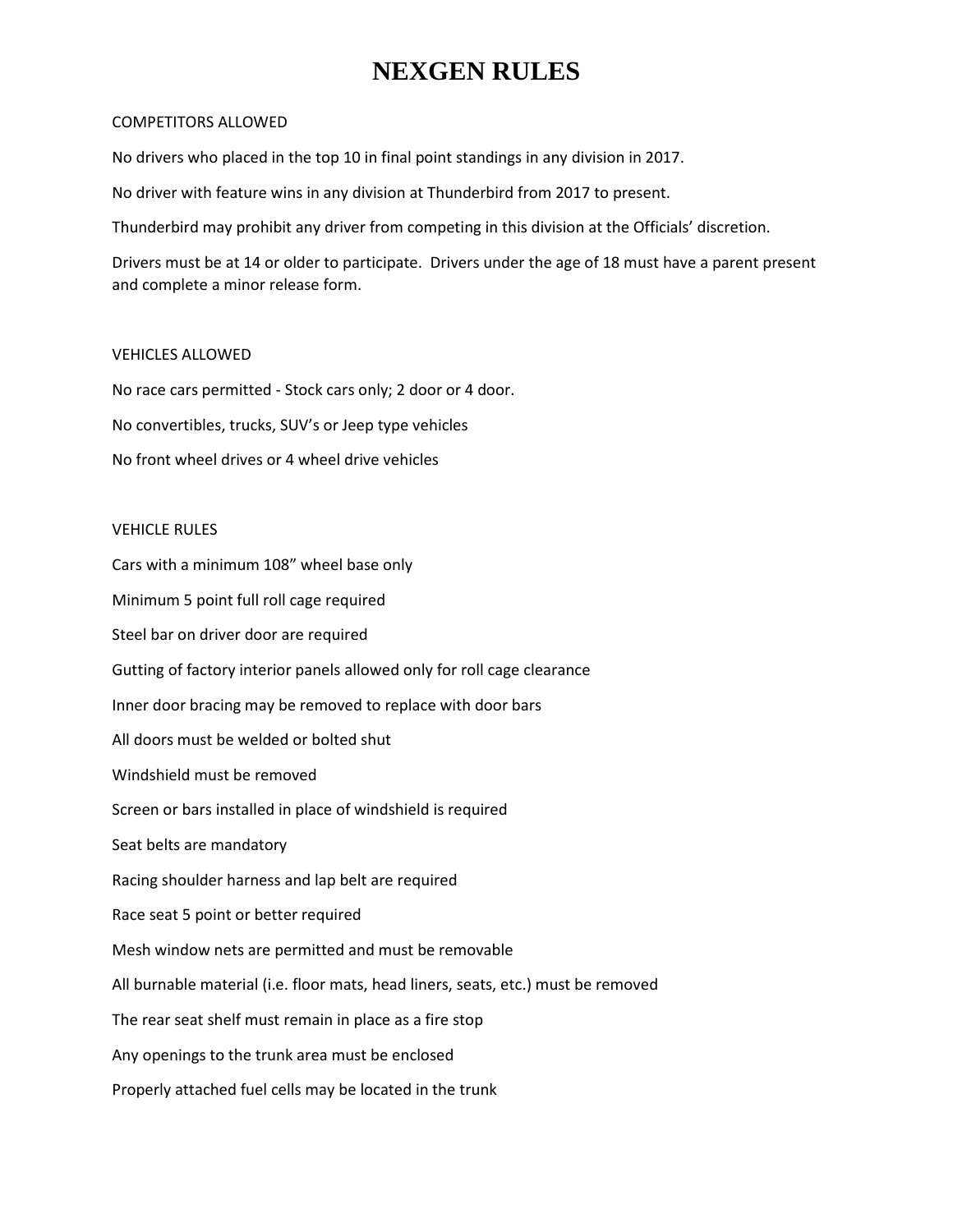# NEXGEN RULES

COMPETITORS ALLOWED

No drivers who placed in the top 10 in final point standings in any division in 2017.

No driver with feature wins in any division at Thunderbird from 2017 to present.

Thunderbird may prohibit any driver from competing in this division at the Officials' discretion.

Drivers must be at 14 or older to participate. Drivers under the age of 18 must have a parent present and complete a minor release form.

VEHICLES ALLOWED

No race cars permitted - Stock cars only; 2 door or 4 door.

No convertibles, trucks, SUV's or Jeep type vehicles

No front wheel drives or 4 wheel drive vehicles

VEHICLE RULES

Cars with a minimum 108" wheel base only

Minimum 5 point full roll cage required

Steel bar on driver door are required

Gutting of factory interior panels allowed only for roll cage clearance

Inner door bracing may be removed to replace with door bars

All doors must be welded or bolted shut

Windshield must be removed

Screen or bars installed in place of windshield is required

Seat belts are mandatory

Racing shoulder harness and lap belt are required

Race seat 5 point or better required

Mesh window nets are permitted and must be removable

All burnable material (i.e. floor mats, head liners, seats, etc.) must be removed

The rear seat shelf must remain in place as a fire stop

Any openings to the trunk area must be enclosed

Properly attached fuel cells may be located in the trunk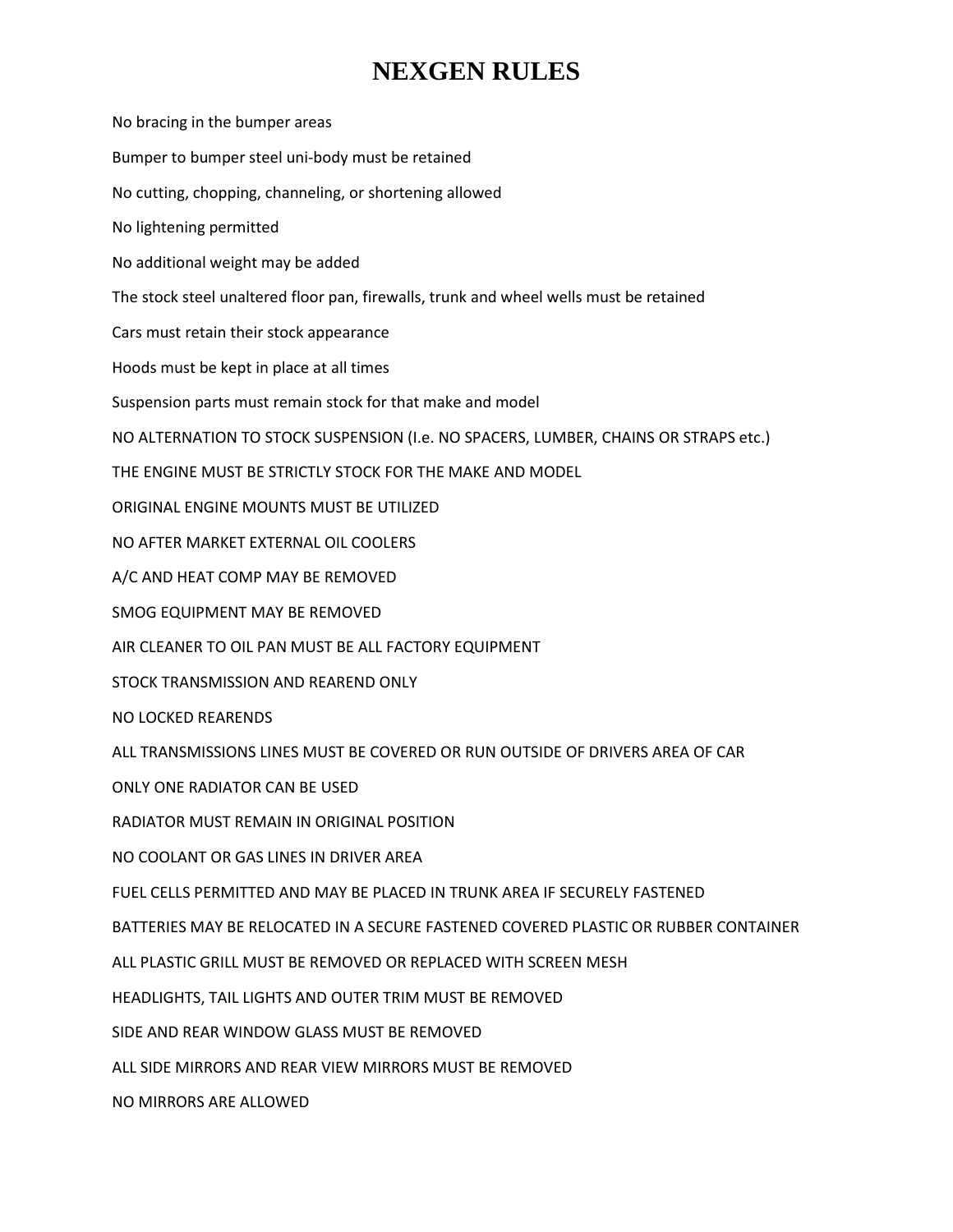# NEXGEN RULES

No bracing in the bumper areas

Bumper to bumper steel uni-body must be retained

No cutting, chopping, channeling, or shortening allowed

No lightening permitted

No additional weight may be added

The stock steel unaltered floor pan, firewalls, trunk and wheel wells must be retained

Cars must retain their stock appearance

Hoods must be kept in place at all times

Suspension parts must remain stock for that make and model

NO ALTERNATION TO STOCK SUSPENSION (I.e. NO SPACERS, LUMBER, CHAINS OR STRAPS etc.)

THE ENGINE MUST BE STRICTLY STOCK FOR THE MAKE AND MODEL

ORIGINAL ENGINE MOUNTS MUST BE UTILIZED

NO AFTER MARKET EXTERNAL OIL COOLERS

A/C AND HEAT COMP MAY BE REMOVED

SMOG EQUIPMENT MAY BE REMOVED

AIR CLEANER TO OIL PAN MUST BE ALL FACTORY EQUIPMENT

STOCK TRANSMISSION AND REAREND ONLY

NO LOCKED REARENDS

ALL TRANSMISSIONS LINES MUST BE COVERED OR RUN OUTSIDE OF DRIVERS AREA OF CAR

ONLY ONE RADIATOR CAN BE USED

RADIATOR MUST REMAIN IN ORIGINAL POSITION

NO COOLANT OR GAS LINES IN DRIVER AREA

FUEL CELLS PERMITTED AND MAY BE PLACED IN TRUNK AREA IF SECURELY FASTENED

BATTERIES MAY BE RELOCATED IN A SECURE FASTENED COVERED PLASTIC OR RUBBER CONTAINER

ALL PLASTIC GRILL MUST BE REMOVED OR REPLACED WITH SCREEN MESH

HEADLIGHTS, TAIL LIGHTS AND OUTER TRIM MUST BE REMOVED

SIDE AND REAR WINDOW GLASS MUST BE REMOVED

ALL SIDE MIRRORS AND REAR VIEW MIRRORS MUST BE REMOVED

NO MIRRORS ARE ALLOWED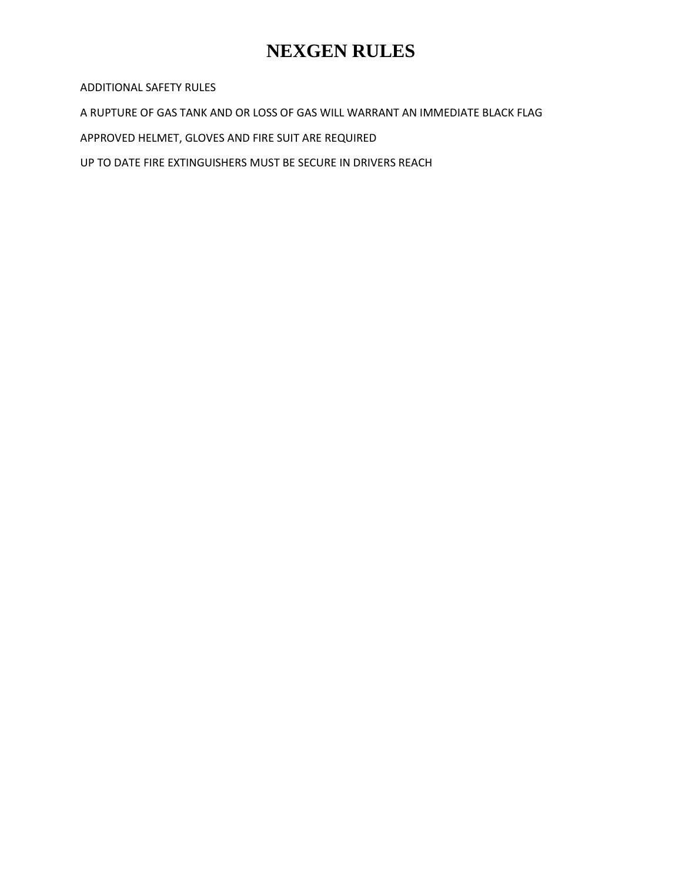# NEXGEN RULES

ADDITIONAL SAFETY RULES

A RUPTURE OF GAS TANK AND OR LOSS OF GAS WILL WARRANT AN IMMEDIATE BLACK FLAG

APPROVED HELMET, GLOVES AND FIRE SUIT ARE REQUIRED

UP TO DATE FIRE EXTINGUISHERS MUST BE SECURE IN DRIVERS REACH